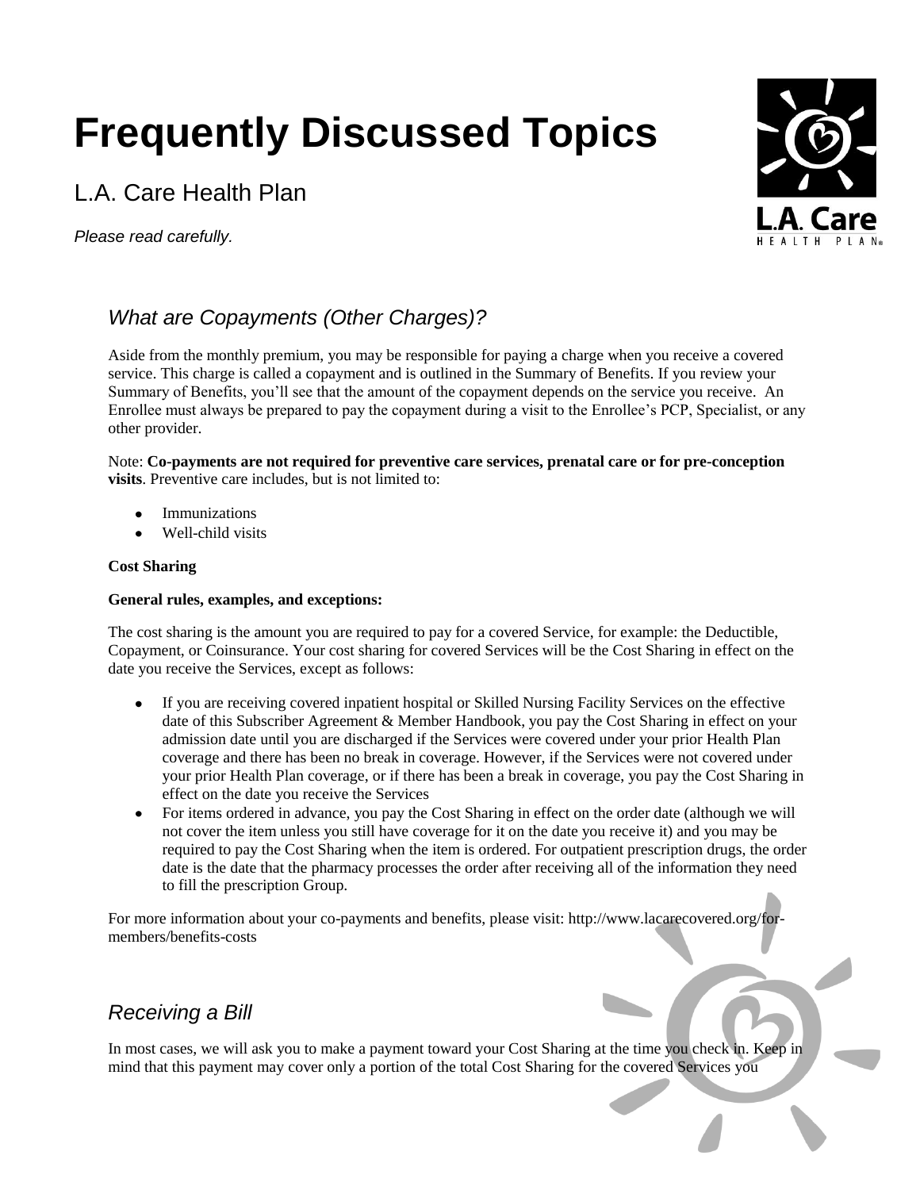# Frequently Discussed Topics

L.A. Care Health Plan

*Please read carefully.*

## *What are Copayments (Other Charges)?*

Aside from the monthly premium, you may be responsible for paying a charge when you receive a covered service. This charge is called a copayment and is outlined in the Summary of Benefits. If you review your Summary of Benefits, you'll see that the amount of the copayment depends on the service you receive. An Enrollee must always be prepared to pay the copayment during a visit to the Enrollee's PCP, Specialist, or any other provider.

Note: **Co-payments are not required for preventive care services, prenatal care or for pre-conception visits**. Preventive care includes, but is not limited to:

- Immunizations
- Well-child visits

**Cost Sharing**

**General rules, examples, and exceptions:**

The cost sharing is the amount you are required to pay for a covered Service, for example: the Deductible, Copayment, or Coinsurance. Your cost sharing for covered Services will be the Cost Sharing in effect on the date you receive the Services, except as follows:

- If you are receiving covered inpatient hospital or Skilled Nursing Facility Services on the effective date of this Subscriber Agreement & Member Handbook, you pay the Cost Sharing in effect on your admission date until you are discharged if the Services were covered under your prior Health Plan coverage and there has been no break in coverage. However, if the Services were not covered under your prior Health Plan coverage, or if there has been a break in coverage, you pay the Cost Sharing in effect on the date you receive the Services
- For items ordered in advance, you pay the Cost Sharing in effect on the order date (although we will not cover the item unless you still have coverage for it on the date you receive it) and you may be required to pay the Cost Sharing when the item is ordered. For outpatient prescription drugs, the order date is the date that the pharmacy processes the order after receiving all of the information they need to fill the prescription Group.

For more information about your co-payments and benefits, please visit: http://www.lacarecovered.org/for-members/benefits-costs

## *Receiving a Bill*

In most cases, we will ask you to make a payment toward your Cost Sharing at the time you check in. Keep in mind that this payment may cover only a portion of the total Cost Sharing for the covered Services you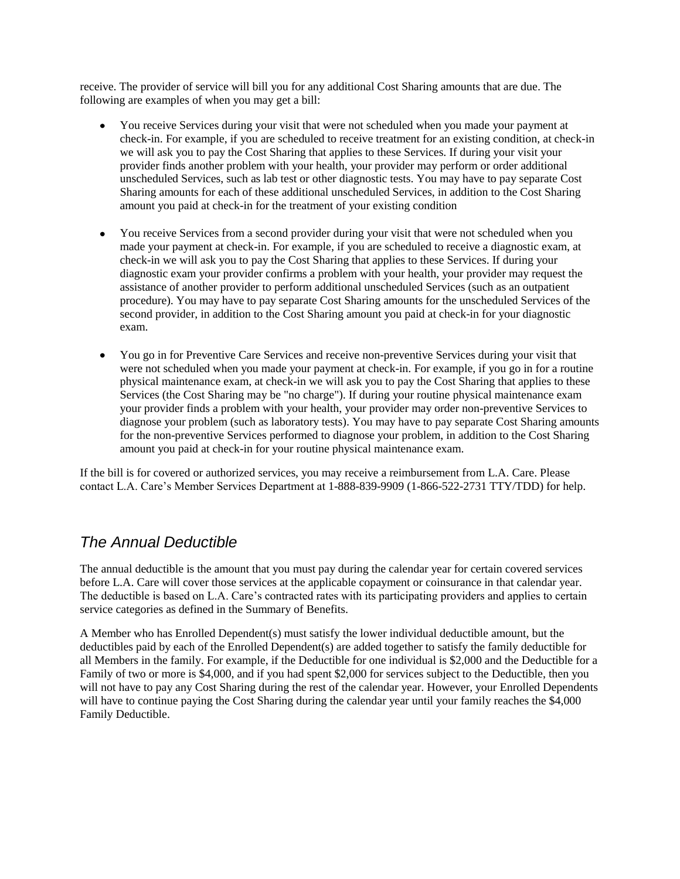receive. The provider of service will bill you for any additional Cost Sharing amounts that are due. The following are examples of when you may get a bill:

- You receive Services during your visit that were not scheduled when you made your payment at check-in. For example, if you are scheduled to receive treatment for an existing condition, at check-in we will ask you to pay the Cost Sharing that applies to these Services. If during your visit your provider finds another problem with your health, your provider may perform or order additional unscheduled Services, such as lab test or other diagnostic tests. You may have to pay separate Cost Sharing amounts for each of these additional unscheduled Services, in addition to the Cost Sharing amount you paid at check-in for the treatment of your existing condition

- You receive Services from a second provider during your visit that were not scheduled when you made your payment at check-in. For example, if you are scheduled to receive a diagnostic exam, at check-in we will ask you to pay the Cost Sharing that applies to these Services. If during your diagnostic exam your provider confirms a problem with your health, your provider may request the assistance of another provider to perform additional unscheduled Services (such as an outpatient procedure). You may have to pay separate Cost Sharing amounts for the unscheduled Services of the second provider, in addition to the Cost Sharing amount you paid at check-in for your diagnostic exam.

- You go in for Preventive Care Services and receive non-preventive Services during your visit that were not scheduled when you made your payment at check-in. For example, if you go in for a routine physical maintenance exam, at check-in we will ask you to pay the Cost Sharing that applies to these Services (the Cost Sharing may be "no charge"). If during your routine physical maintenance exam your provider finds a problem with your health, your provider may order non-preventive Services to diagnose your problem (such as laboratory tests). You may have to pay separate Cost Sharing amounts for the non-preventive Services performed to diagnose your problem, in addition to the Cost Sharing amount you paid at check-in for your routine physical maintenance exam.

If the bill is for covered or authorized services, you may receive a reimbursement from L.A. Care. Please contact L.A. Care's Member Services Department at 1-888-839-9909 (1-866-522-2731 TTY/TDD) for help.

## *The Annual Deductible*

The annual deductible is the amount that you must pay during the calendar year for certain covered services before L.A. Care will cover those services at the applicable copayment or coinsurance in that calendar year. The deductible is based on L.A. Care's contracted rates with its participating providers and applies to certain service categories as defined in the Summary of Benefits.

A Member who has Enrolled Dependent(s) must satisfy the lower individual deductible amount, but the deductibles paid by each of the Enrolled Dependent(s) are added together to satisfy the family deductible for all Members in the family. For example, if the Deductible for one individual is $2,000 and the Deductible for a Family of two or more is $4,000, and if you had spent $2,000 for services subject to the Deductible, then you will not have to pay any Cost Sharing during the rest of the calendar year. However, your Enrolled Dependents will have to continue paying the Cost Sharing during the calendar year until your family reaches the $4,000 Family Deductible.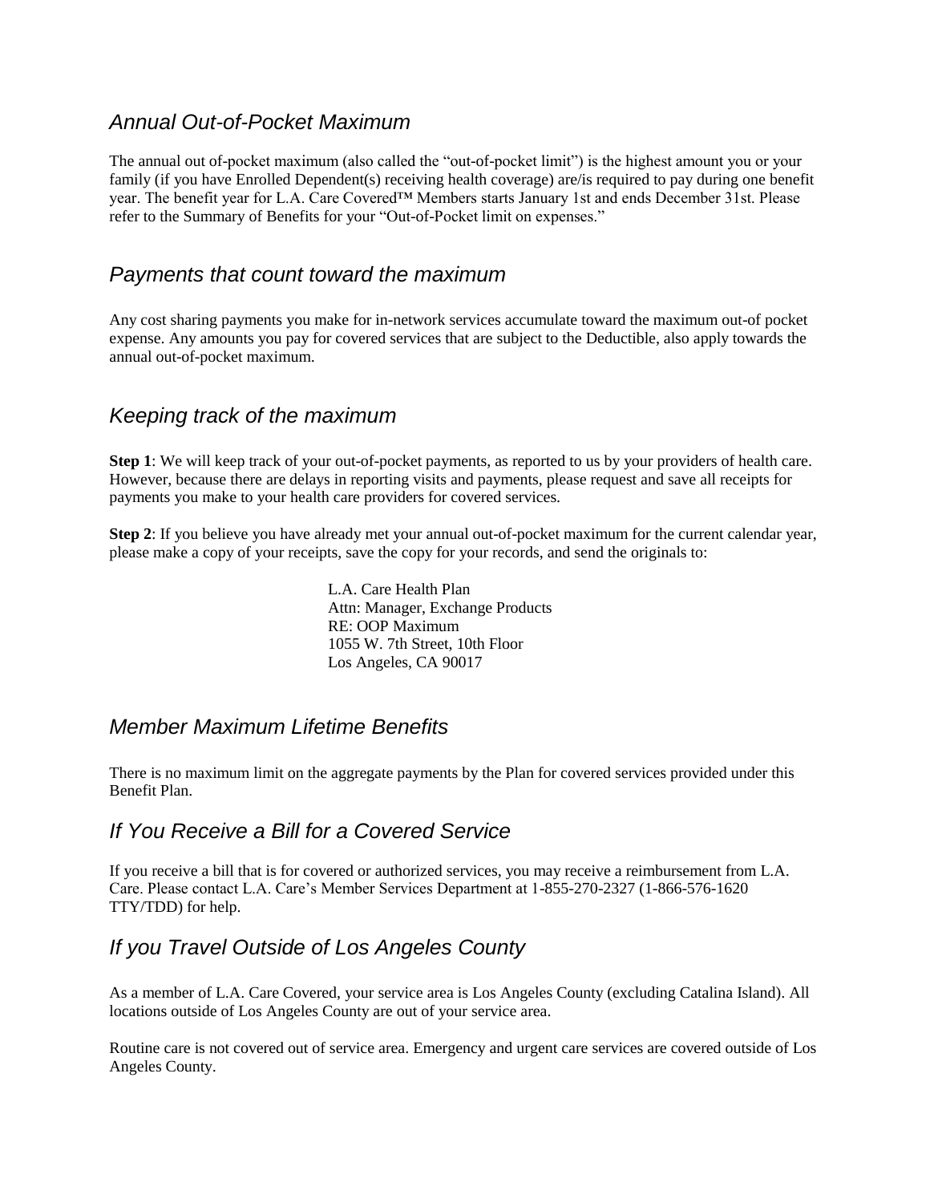## *Annual Out-of-Pocket Maximum*

The annual out of-pocket maximum (also called the "out-of-pocket limit") is the highest amount you or your family (if you have Enrolled Dependent(s) receiving health coverage) are/is required to pay during one benefit year. The benefit year for L.A. Care Covered™ Members starts January 1st and ends December 31st. Please refer to the Summary of Benefits for your "Out-of-Pocket limit on expenses."

## *Payments that count toward the maximum*

Any cost sharing payments you make for in-network services accumulate toward the maximum out-of pocket expense. Any amounts you pay for covered services that are subject to the Deductible, also apply towards the annual out-of-pocket maximum.

## *Keeping track of the maximum*

**Step 1**: We will keep track of your out-of-pocket payments, as reported to us by your providers of health care. However, because there are delays in reporting visits and payments, please request and save all receipts for payments you make to your health care providers for covered services.

**Step 2**: If you believe you have already met your annual out-of-pocket maximum for the current calendar year, please make a copy of your receipts, save the copy for your records, and send the originals to:

L.A. Care Health Plan
Attn: Manager, Exchange Products
RE: OOP Maximum
1055 W. 7th Street, 10th Floor
Los Angeles, CA 90017

## *Member Maximum Lifetime Benefits*

There is no maximum limit on the aggregate payments by the Plan for covered services provided under this Benefit Plan.

## *If You Receive a Bill for a Covered Service*

If you receive a bill that is for covered or authorized services, you may receive a reimbursement from L.A. Care. Please contact L.A. Care's Member Services Department at 1-855-270-2327 (1-866-576-1620 TTY/TDD) for help.

## *If you Travel Outside of Los Angeles County*

As a member of L.A. Care Covered, your service area is Los Angeles County (excluding Catalina Island). All locations outside of Los Angeles County are out of your service area.

Routine care is not covered out of service area. Emergency and urgent care services are covered outside of Los Angeles County.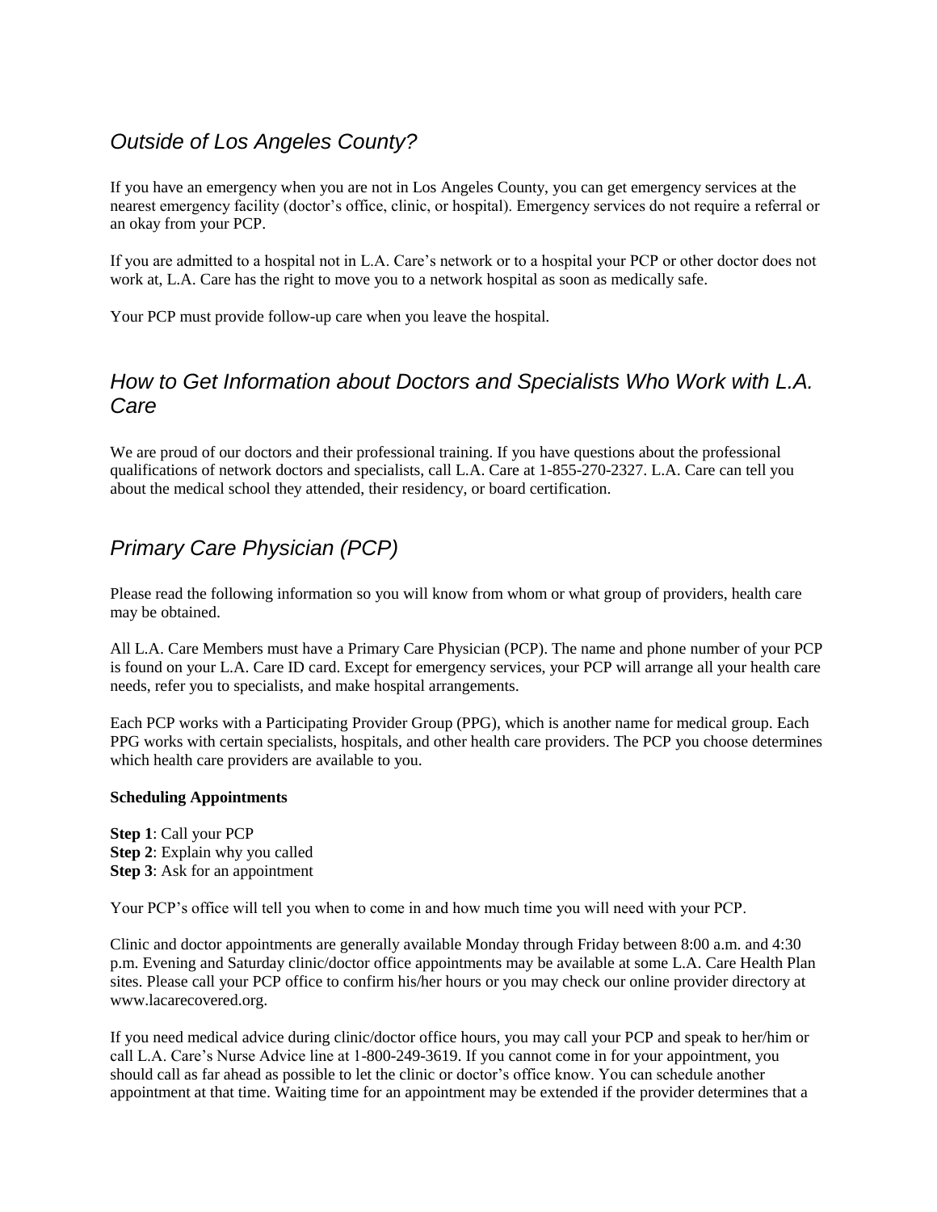## *Outside of Los Angeles County?*

If you have an emergency when you are not in Los Angeles County, you can get emergency services at the nearest emergency facility (doctor's office, clinic, or hospital). Emergency services do not require a referral or an okay from your PCP.

If you are admitted to a hospital not in L.A. Care's network or to a hospital your PCP or other doctor does not work at, L.A. Care has the right to move you to a network hospital as soon as medically safe.

Your PCP must provide follow-up care when you leave the hospital.

## *How to Get Information about Doctors and Specialists Who Work with L.A. Care*

We are proud of our doctors and their professional training. If you have questions about the professional qualifications of network doctors and specialists, call L.A. Care at 1-855-270-2327. L.A. Care can tell you about the medical school they attended, their residency, or board certification.

## *Primary Care Physician (PCP)*

Please read the following information so you will know from whom or what group of providers, health care may be obtained.

All L.A. Care Members must have a Primary Care Physician (PCP). The name and phone number of your PCP is found on your L.A. Care ID card. Except for emergency services, your PCP will arrange all your health care needs, refer you to specialists, and make hospital arrangements.

Each PCP works with a Participating Provider Group (PPG), which is another name for medical group. Each PPG works with certain specialists, hospitals, and other health care providers. The PCP you choose determines which health care providers are available to you.

**Scheduling Appointments**

**Step 1**: Call your PCP
**Step 2**: Explain why you called
**Step 3**: Ask for an appointment

Your PCP's office will tell you when to come in and how much time you will need with your PCP.

Clinic and doctor appointments are generally available Monday through Friday between 8:00 a.m. and 4:30 p.m. Evening and Saturday clinic/doctor office appointments may be available at some L.A. Care Health Plan sites. Please call your PCP office to confirm his/her hours or you may check our online provider directory at www.lacarecovered.org.

If you need medical advice during clinic/doctor office hours, you may call your PCP and speak to her/him or call L.A. Care's Nurse Advice line at 1-800-249-3619. If you cannot come in for your appointment, you should call as far ahead as possible to let the clinic or doctor's office know. You can schedule another appointment at that time. Waiting time for an appointment may be extended if the provider determines that a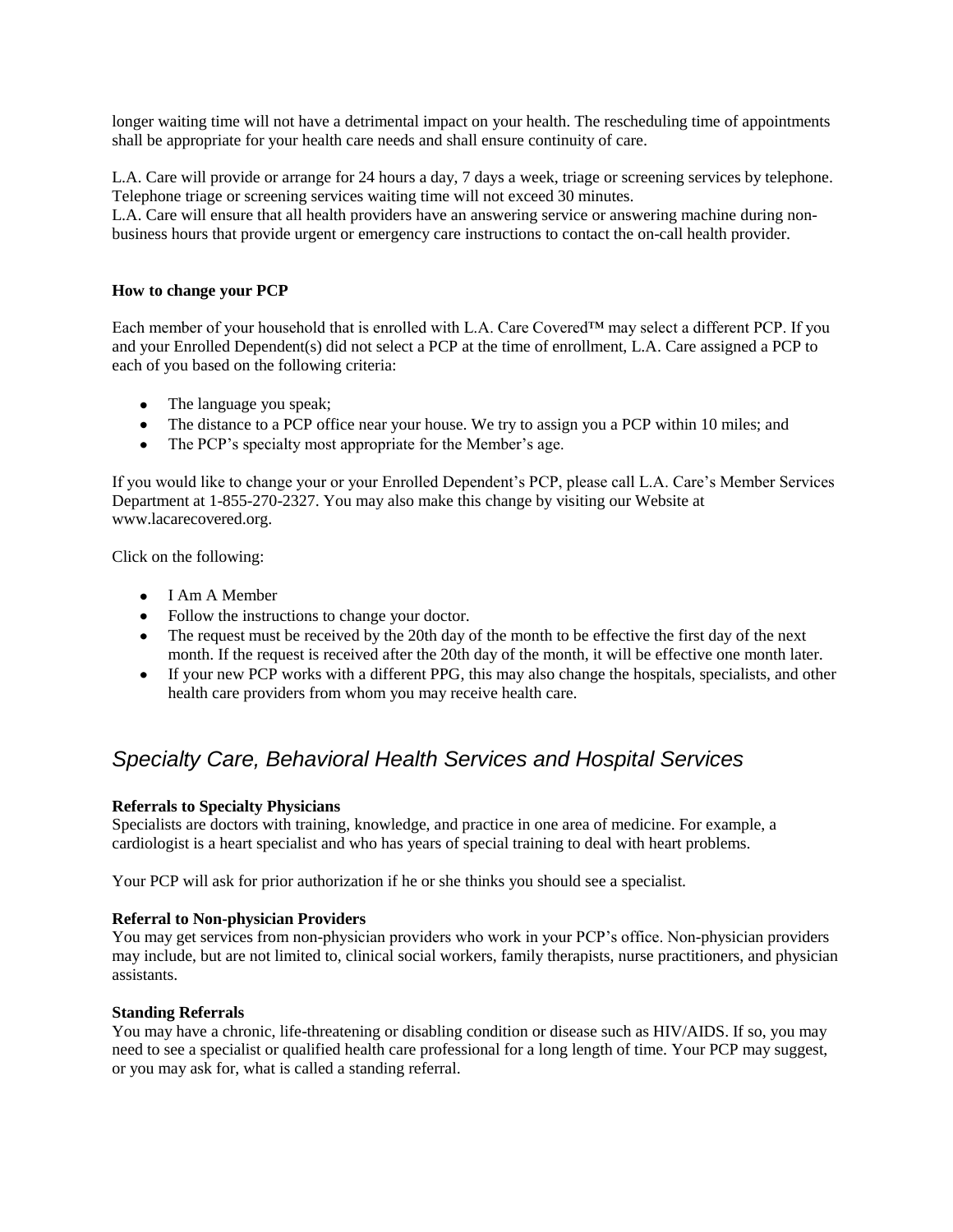longer waiting time will not have a detrimental impact on your health. The rescheduling time of appointments shall be appropriate for your health care needs and shall ensure continuity of care.

L.A. Care will provide or arrange for 24 hours a day, 7 days a week, triage or screening services by telephone. Telephone triage or screening services waiting time will not exceed 30 minutes.
L.A. Care will ensure that all health providers have an answering service or answering machine during non-business hours that provide urgent or emergency care instructions to contact the on-call health provider.

**How to change your PCP**

Each member of your household that is enrolled with L.A. Care Covered™ may select a different PCP. If you and your Enrolled Dependent(s) did not select a PCP at the time of enrollment, L.A. Care assigned a PCP to each of you based on the following criteria:

- The language you speak;
- The distance to a PCP office near your house. We try to assign you a PCP within 10 miles; and
- The PCP's specialty most appropriate for the Member's age.

If you would like to change your or your Enrolled Dependent's PCP, please call L.A. Care's Member Services Department at 1-855-270-2327. You may also make this change by visiting our Website at www.lacarecovered.org.

Click on the following:

- I Am A Member
- Follow the instructions to change your doctor.
- The request must be received by the 20th day of the month to be effective the first day of the next month. If the request is received after the 20th day of the month, it will be effective one month later.
- If your new PCP works with a different PPG, this may also change the hospitals, specialists, and other health care providers from whom you may receive health care.

## *Specialty Care, Behavioral Health Services and Hospital Services*

**Referrals to Specialty Physicians**
Specialists are doctors with training, knowledge, and practice in one area of medicine. For example, a cardiologist is a heart specialist and who has years of special training to deal with heart problems.

Your PCP will ask for prior authorization if he or she thinks you should see a specialist.

**Referral to Non-physician Providers**
You may get services from non-physician providers who work in your PCP's office. Non-physician providers may include, but are not limited to, clinical social workers, family therapists, nurse practitioners, and physician assistants.

**Standing Referrals**
You may have a chronic, life-threatening or disabling condition or disease such as HIV/AIDS. If so, you may need to see a specialist or qualified health care professional for a long length of time. Your PCP may suggest, or you may ask for, what is called a standing referral.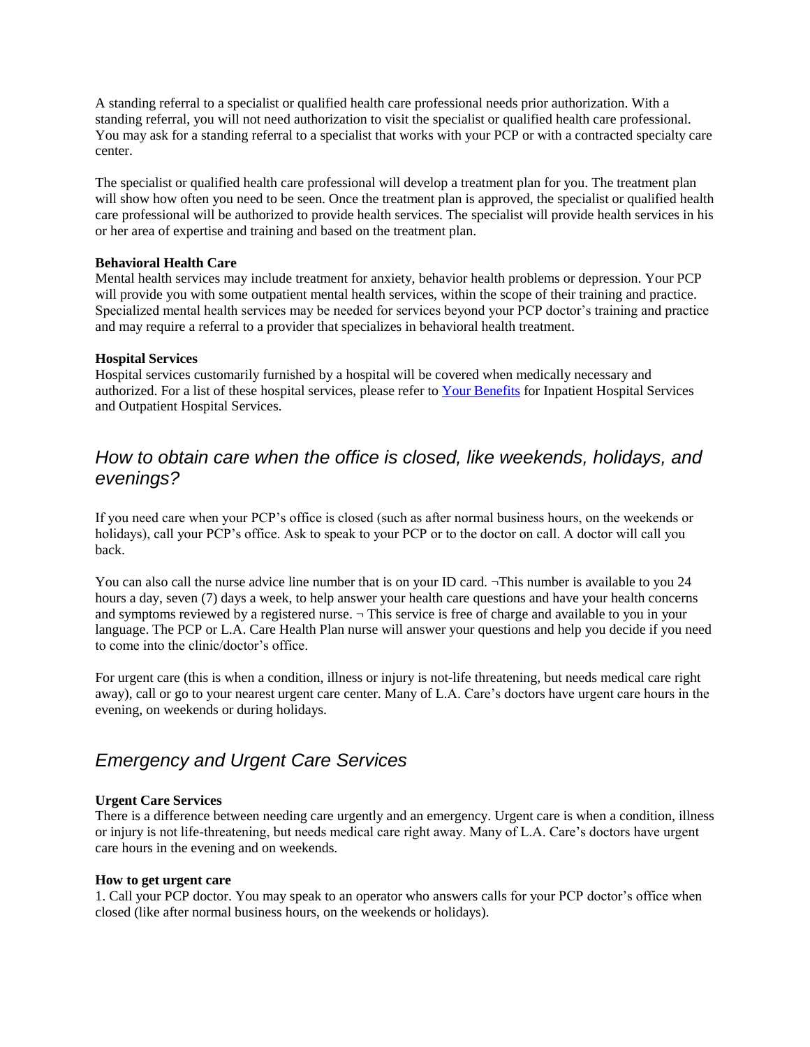A standing referral to a specialist or qualified health care professional needs prior authorization. With a standing referral, you will not need authorization to visit the specialist or qualified health care professional. You may ask for a standing referral to a specialist that works with your PCP or with a contracted specialty care center.

The specialist or qualified health care professional will develop a treatment plan for you. The treatment plan will show how often you need to be seen. Once the treatment plan is approved, the specialist or qualified health care professional will be authorized to provide health services. The specialist will provide health services in his or her area of expertise and training and based on the treatment plan.

**Behavioral Health Care**
Mental health services may include treatment for anxiety, behavior health problems or depression. Your PCP will provide you with some outpatient mental health services, within the scope of their training and practice. Specialized mental health services may be needed for services beyond your PCP doctor's training and practice and may require a referral to a provider that specializes in behavioral health treatment.

**Hospital Services**
Hospital services customarily furnished by a hospital will be covered when medically necessary and authorized. For a list of these hospital services, please refer to [Your Benefits] for Inpatient Hospital Services and Outpatient Hospital Services.

## *How to obtain care when the office is closed, like weekends, holidays, and evenings?*

If you need care when your PCP's office is closed (such as after normal business hours, on the weekends or holidays), call your PCP's office. Ask to speak to your PCP or to the doctor on call. A doctor will call you back.

You can also call the nurse advice line number that is on your ID card. ¬This number is available to you 24 hours a day, seven (7) days a week, to help answer your health care questions and have your health concerns and symptoms reviewed by a registered nurse. ¬ This service is free of charge and available to you in your language. The PCP or L.A. Care Health Plan nurse will answer your questions and help you decide if you need to come into the clinic/doctor's office.

For urgent care (this is when a condition, illness or injury is not-life threatening, but needs medical care right away), call or go to your nearest urgent care center. Many of L.A. Care's doctors have urgent care hours in the evening, on weekends or during holidays.

## *Emergency and Urgent Care Services*

**Urgent Care Services**
There is a difference between needing care urgently and an emergency. Urgent care is when a condition, illness or injury is not life-threatening, but needs medical care right away. Many of L.A. Care's doctors have urgent care hours in the evening and on weekends.

**How to get urgent care**
1. Call your PCP doctor. You may speak to an operator who answers calls for your PCP doctor's office when closed (like after normal business hours, on the weekends or holidays).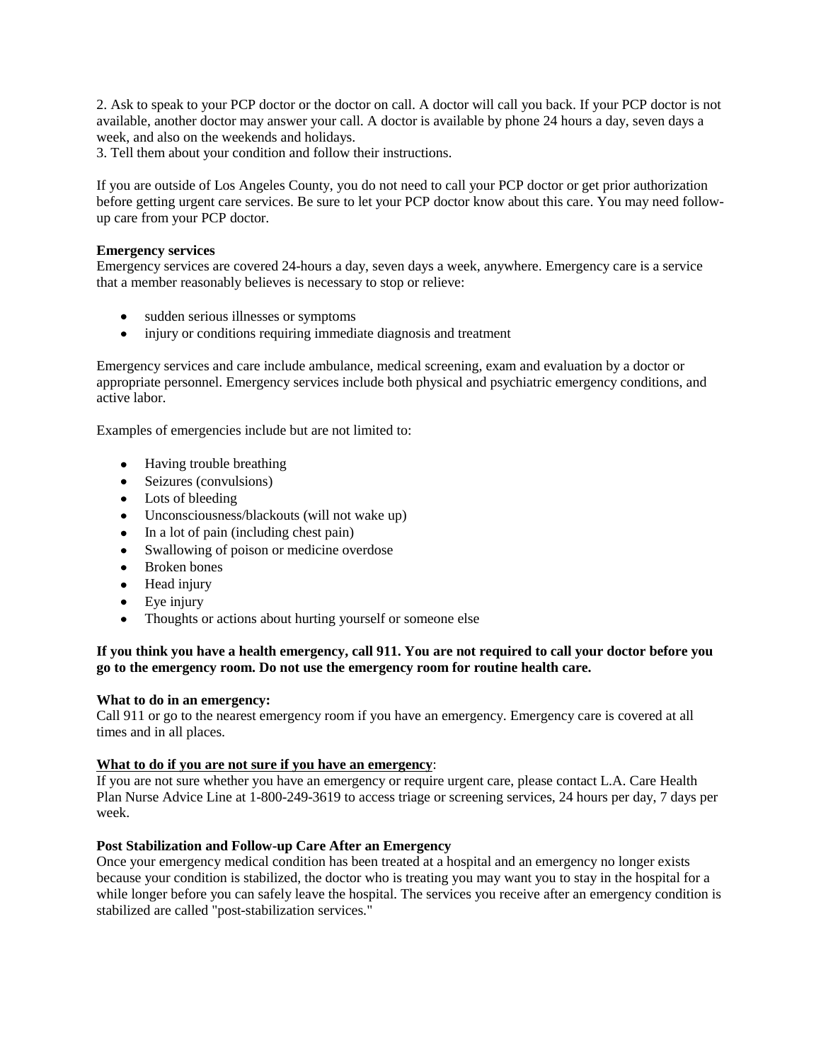2. Ask to speak to your PCP doctor or the doctor on call. A doctor will call you back. If your PCP doctor is not available, another doctor may answer your call. A doctor is available by phone 24 hours a day, seven days a week, and also on the weekends and holidays.
3. Tell them about your condition and follow their instructions.

If you are outside of Los Angeles County, you do not need to call your PCP doctor or get prior authorization before getting urgent care services. Be sure to let your PCP doctor know about this care. You may need follow-up care from your PCP doctor.

**Emergency services**
Emergency services are covered 24-hours a day, seven days a week, anywhere. Emergency care is a service that a member reasonably believes is necessary to stop or relieve:

- sudden serious illnesses or symptoms
- injury or conditions requiring immediate diagnosis and treatment

Emergency services and care include ambulance, medical screening, exam and evaluation by a doctor or appropriate personnel. Emergency services include both physical and psychiatric emergency conditions, and active labor.

Examples of emergencies include but are not limited to:

- Having trouble breathing
- Seizures (convulsions)
- Lots of bleeding
- Unconsciousness/blackouts (will not wake up)
- In a lot of pain (including chest pain)
- Swallowing of poison or medicine overdose
- Broken bones
- Head injury
- Eye injury
- Thoughts or actions about hurting yourself or someone else

**If you think you have a health emergency, call 911. You are not required to call your doctor before you go to the emergency room. Do not use the emergency room for routine health care.**

**What to do in an emergency:**
Call 911 or go to the nearest emergency room if you have an emergency. Emergency care is covered at all times and in all places.

**What to do if you are not sure if you have an emergency**:
If you are not sure whether you have an emergency or require urgent care, please contact L.A. Care Health Plan Nurse Advice Line at 1-800-249-3619 to access triage or screening services, 24 hours per day, 7 days per week.

**Post Stabilization and Follow-up Care After an Emergency**
Once your emergency medical condition has been treated at a hospital and an emergency no longer exists because your condition is stabilized, the doctor who is treating you may want you to stay in the hospital for a while longer before you can safely leave the hospital. The services you receive after an emergency condition is stabilized are called "post-stabilization services."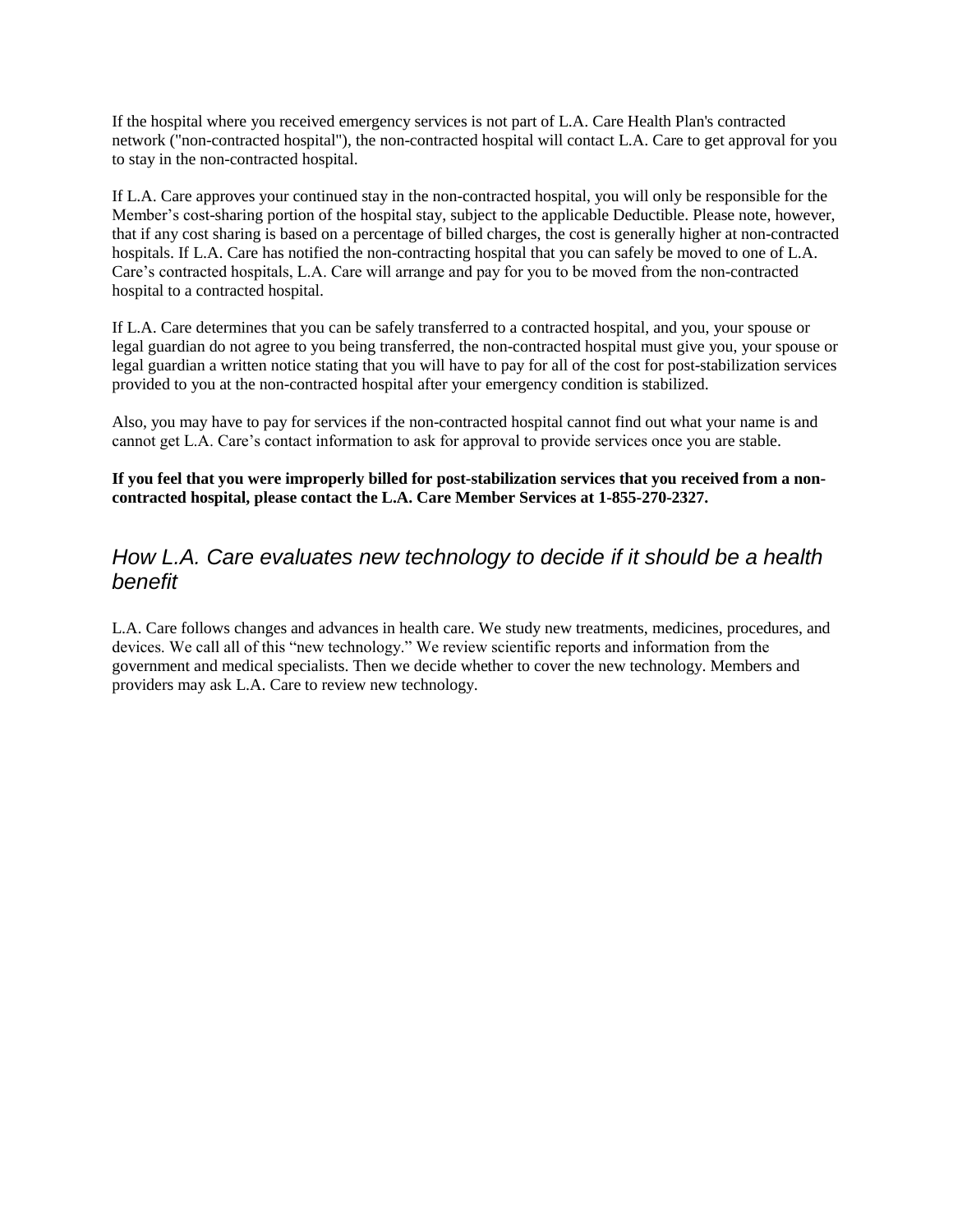If the hospital where you received emergency services is not part of L.A. Care Health Plan's contracted network ("non-contracted hospital"), the non-contracted hospital will contact L.A. Care to get approval for you to stay in the non-contracted hospital.

If L.A. Care approves your continued stay in the non-contracted hospital, you will only be responsible for the Member's cost-sharing portion of the hospital stay, subject to the applicable Deductible. Please note, however, that if any cost sharing is based on a percentage of billed charges, the cost is generally higher at non-contracted hospitals. If L.A. Care has notified the non-contracting hospital that you can safely be moved to one of L.A. Care's contracted hospitals, L.A. Care will arrange and pay for you to be moved from the non-contracted hospital to a contracted hospital.

If L.A. Care determines that you can be safely transferred to a contracted hospital, and you, your spouse or legal guardian do not agree to you being transferred, the non-contracted hospital must give you, your spouse or legal guardian a written notice stating that you will have to pay for all of the cost for post-stabilization services provided to you at the non-contracted hospital after your emergency condition is stabilized.

Also, you may have to pay for services if the non-contracted hospital cannot find out what your name is and cannot get L.A. Care's contact information to ask for approval to provide services once you are stable.

**If you feel that you were improperly billed for post-stabilization services that you received from a non-contracted hospital, please contact the L.A. Care Member Services at 1-855-270-2327.**

## *How L.A. Care evaluates new technology to decide if it should be a health benefit*

L.A. Care follows changes and advances in health care. We study new treatments, medicines, procedures, and devices. We call all of this "new technology." We review scientific reports and information from the government and medical specialists. Then we decide whether to cover the new technology. Members and providers may ask L.A. Care to review new technology.